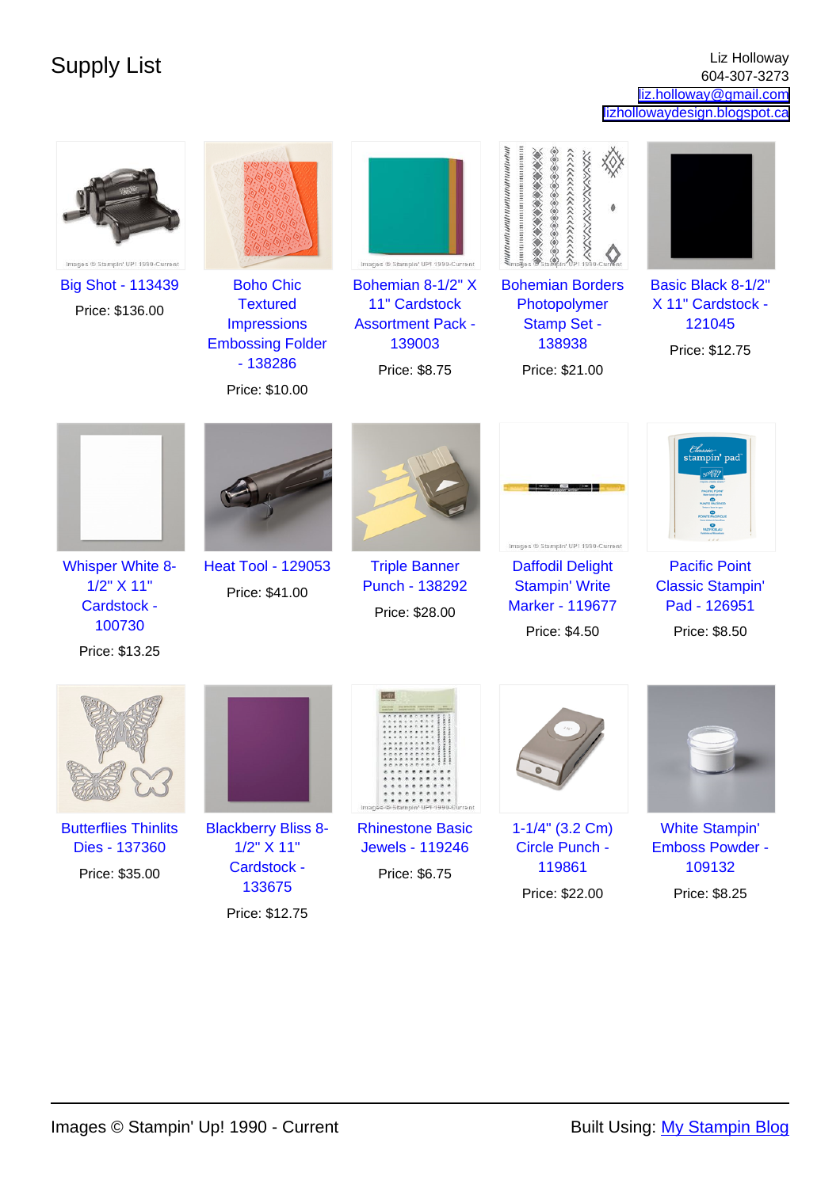# Supply List

Liz Holloway
604-307-3273
liz.holloway@gmail.com
lizhollowaydesign.blogspot.ca

Big Shot - 113439
Price: $136.00

Boho Chic Textured Impressions Embossing Folder - 138286
Price: $10.00

Bohemian 8-1/2" X 11" Cardstock Assortment Pack - 139003
Price: $8.75

Bohemian Borders Photopolymer Stamp Set - 138938
Price: $21.00

Basic Black 8-1/2" X 11" Cardstock - 121045
Price: $12.75

Whisper White 8-1/2" X 11" Cardstock - 100730
Price: $13.25

Heat Tool - 129053
Price: $41.00

Triple Banner Punch - 138292
Price: $28.00

Daffodil Delight Stampin' Write Marker - 119677
Price: $4.50

Pacific Point Classic Stampin' Pad - 126951
Price: $8.50

Butterflies Thinlits Dies - 137360
Price: $35.00

Blackberry Bliss 8-1/2" X 11" Cardstock - 133675
Price: $12.75

Rhinestone Basic Jewels - 119246
Price: $6.75

1-1/4" (3.2 Cm) Circle Punch - 119861
Price: $22.00

White Stampin' Emboss Powder - 109132
Price: $8.25

Images © Stampin' Up! 1990 - Current

Built Using: My Stampin Blog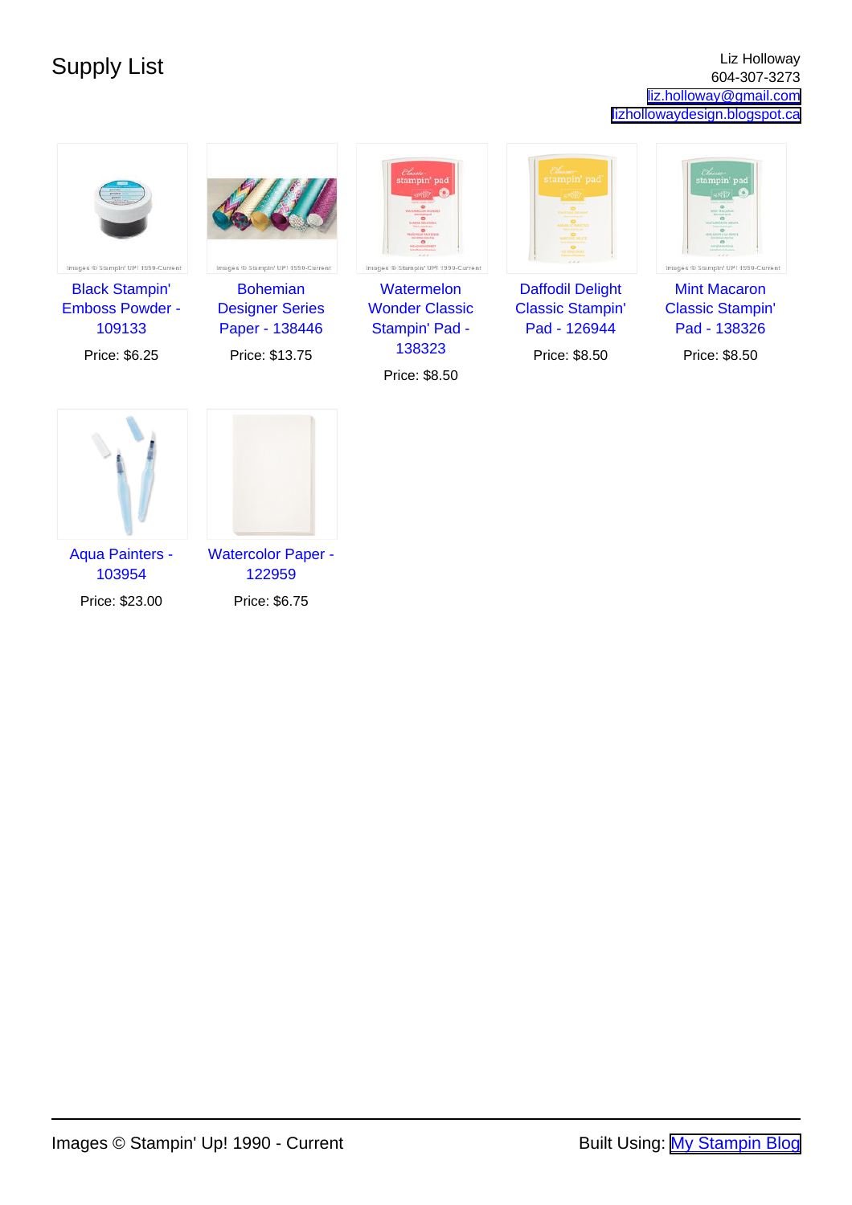# Supply List

Liz Holloway
604-307-3273
liz.holloway@gmail.com
lizhollowaydesign.blogspot.ca

Images © Stampin' UP! 1990-Current

Black Stampin' Emboss Powder - 109133

Price: $6.25

Images © Stampin' UP! 1990-Current

Bohemian Designer Series Paper - 138446

Price: $13.75

Images © Stampin' UP! 1990-Current

Watermelon Wonder Classic Stampin' Pad - 138323

Price: $8.50

Daffodil Delight Classic Stampin' Pad - 126944

Price: $8.50

Images © Stampin' UP! 1990-Current

Mint Macaron Classic Stampin' Pad - 138326

Price: $8.50

Aqua Painters - 103954

Price: $23.00

Watercolor Paper - 122959

Price: $6.75

Images © Stampin' Up! 1990 - Current

Built Using: My Stampin Blog